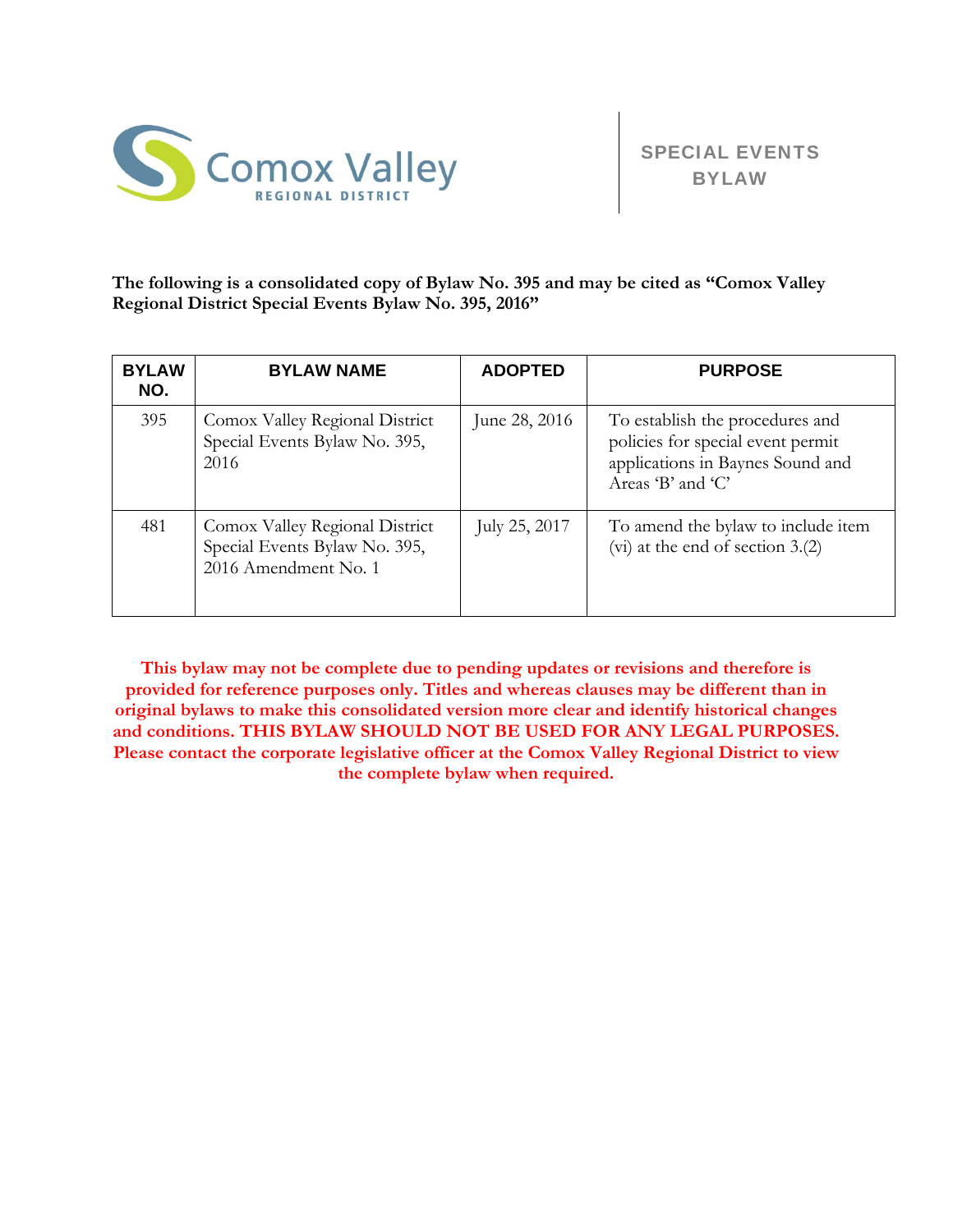Comox Valley
REGIONAL DISTRICT

# SPECIAL EVENTS BYLAW

**The following is a consolidated copy of Bylaw No. 395 and may be cited as "Comox Valley Regional District Special Events Bylaw No. 395, 2016"**

| BYLAW NO. | BYLAW NAME | ADOPTED | PURPOSE |
|---|---|---|---|
| 395 | Comox Valley Regional District Special Events Bylaw No. 395, 2016 | June 28, 2016 | To establish the procedures and policies for special event permit applications in Baynes Sound and Areas 'B' and 'C' |
| 481 | Comox Valley Regional District Special Events Bylaw No. 395, 2016 Amendment No. 1 | July 25, 2017 | To amend the bylaw to include item (vi) at the end of section 3.(2) |

**This bylaw may not be complete due to pending updates or revisions and therefore is provided for reference purposes only. Titles and whereas clauses may be different than in original bylaws to make this consolidated version more clear and identify historical changes and conditions. THIS BYLAW SHOULD NOT BE USED FOR ANY LEGAL PURPOSES. Please contact the corporate legislative officer at the Comox Valley Regional District to view the complete bylaw when required.**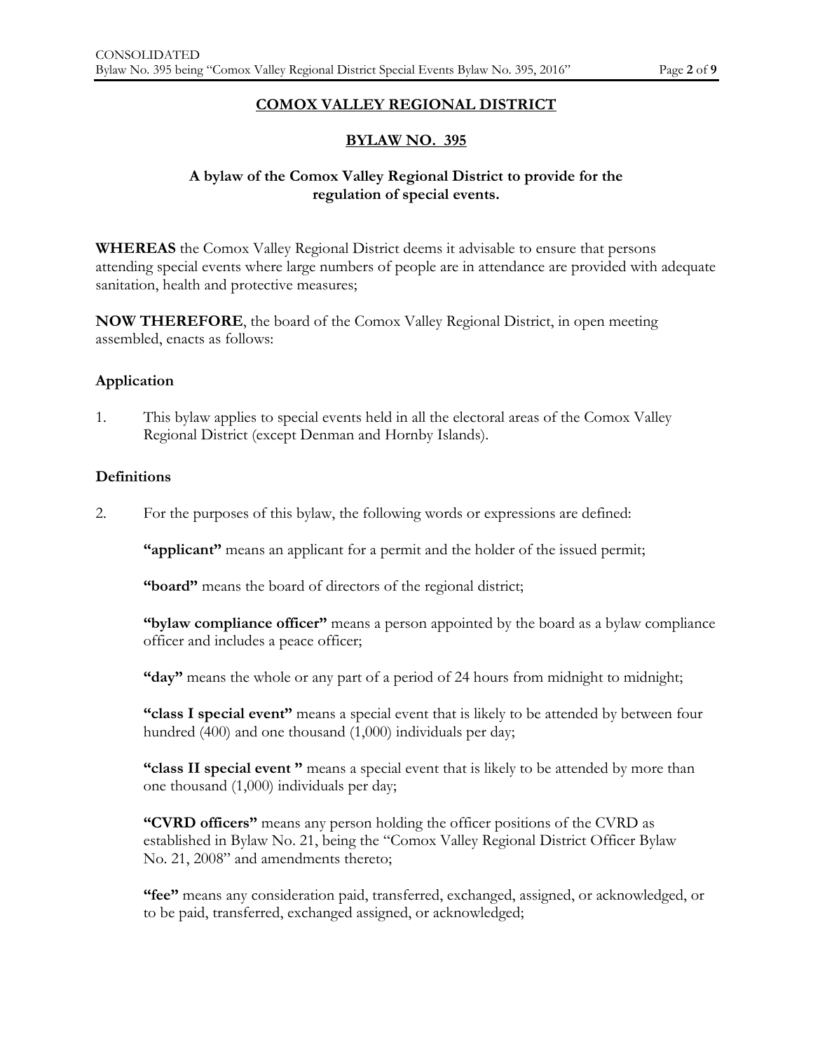**COMOX VALLEY REGIONAL DISTRICT**

**BYLAW NO. 395**

**A bylaw of the Comox Valley Regional District to provide for the regulation of special events.**

**WHEREAS** the Comox Valley Regional District deems it advisable to ensure that persons attending special events where large numbers of people are in attendance are provided with adequate sanitation, health and protective measures;

**NOW THEREFORE**, the board of the Comox Valley Regional District, in open meeting assembled, enacts as follows:

### Application

1. This bylaw applies to special events held in all the electoral areas of the Comox Valley Regional District (except Denman and Hornby Islands).

### Definitions

2. For the purposes of this bylaw, the following words or expressions are defined:

   **"applicant"** means an applicant for a permit and the holder of the issued permit;

   **"board"** means the board of directors of the regional district;

   **"bylaw compliance officer"** means a person appointed by the board as a bylaw compliance officer and includes a peace officer;

   **"day"** means the whole or any part of a period of 24 hours from midnight to midnight;

   **"class I special event"** means a special event that is likely to be attended by between four hundred (400) and one thousand (1,000) individuals per day;

   **"class II special event "** means a special event that is likely to be attended by more than one thousand (1,000) individuals per day;

   **"CVRD officers"** means any person holding the officer positions of the CVRD as established in Bylaw No. 21, being the "Comox Valley Regional District Officer Bylaw No. 21, 2008" and amendments thereto;

   **"fee"** means any consideration paid, transferred, exchanged, assigned, or acknowledged, or to be paid, transferred, exchanged assigned, or acknowledged;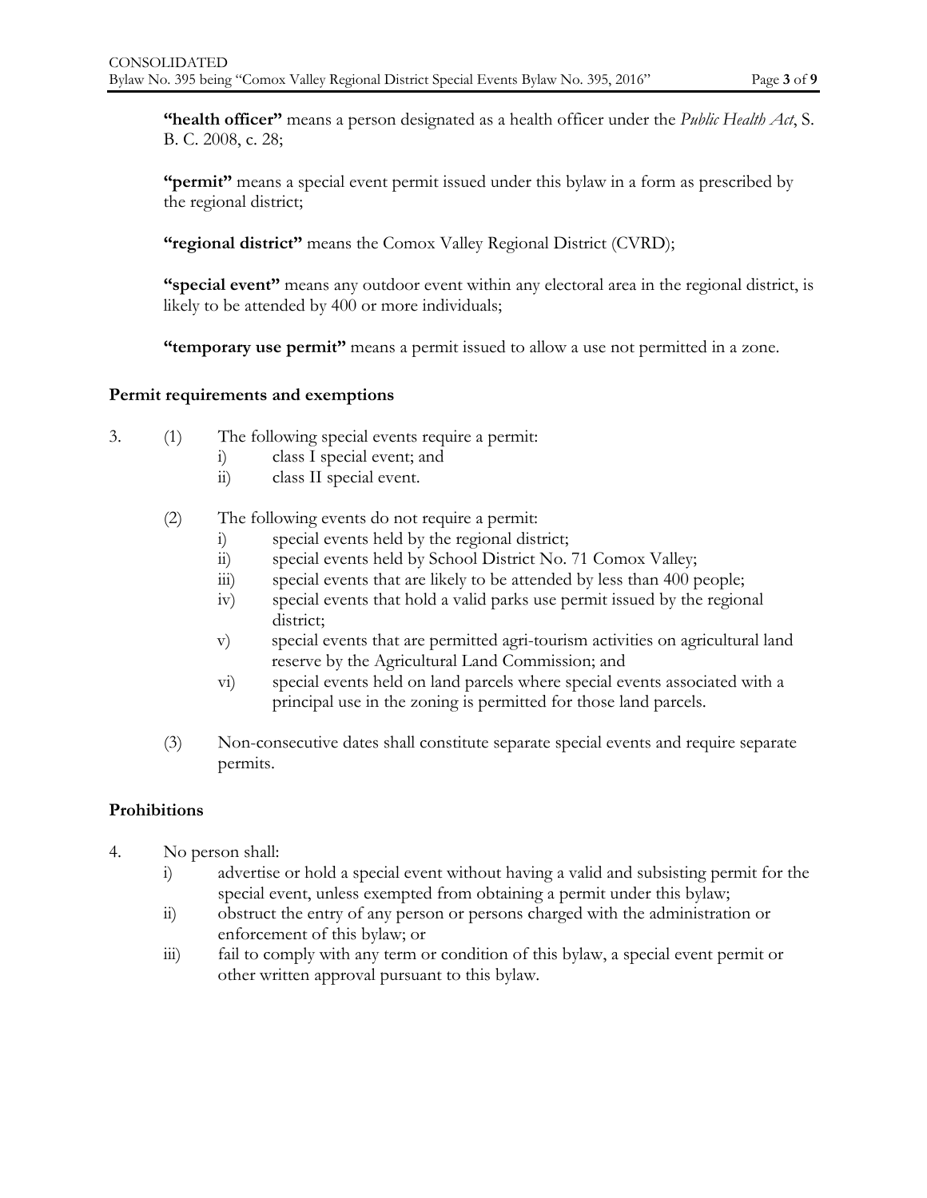**"health officer"** means a person designated as a health officer under the *Public Health Act*, S. B. C. 2008, c. 28;

**"permit"** means a special event permit issued under this bylaw in a form as prescribed by the regional district;

**"regional district"** means the Comox Valley Regional District (CVRD);

**"special event"** means any outdoor event within any electoral area in the regional district, is likely to be attended by 400 or more individuals;

**"temporary use permit"** means a permit issued to allow a use not permitted in a zone.

**Permit requirements and exemptions**

3. (1) The following special events require a permit:
   - i) class I special event; and
   - ii) class II special event.

   (2) The following events do not require a permit:
   - i) special events held by the regional district;
   - ii) special events held by School District No. 71 Comox Valley;
   - iii) special events that are likely to be attended by less than 400 people;
   - iv) special events that hold a valid parks use permit issued by the regional district;
   - v) special events that are permitted agri-tourism activities on agricultural land reserve by the Agricultural Land Commission; and
   - vi) special events held on land parcels where special events associated with a principal use in the zoning is permitted for those land parcels.

   (3) Non-consecutive dates shall constitute separate special events and require separate permits.

**Prohibitions**

4. No person shall:
   - i) advertise or hold a special event without having a valid and subsisting permit for the special event, unless exempted from obtaining a permit under this bylaw;
   - ii) obstruct the entry of any person or persons charged with the administration or enforcement of this bylaw; or
   - iii) fail to comply with any term or condition of this bylaw, a special event permit or other written approval pursuant to this bylaw.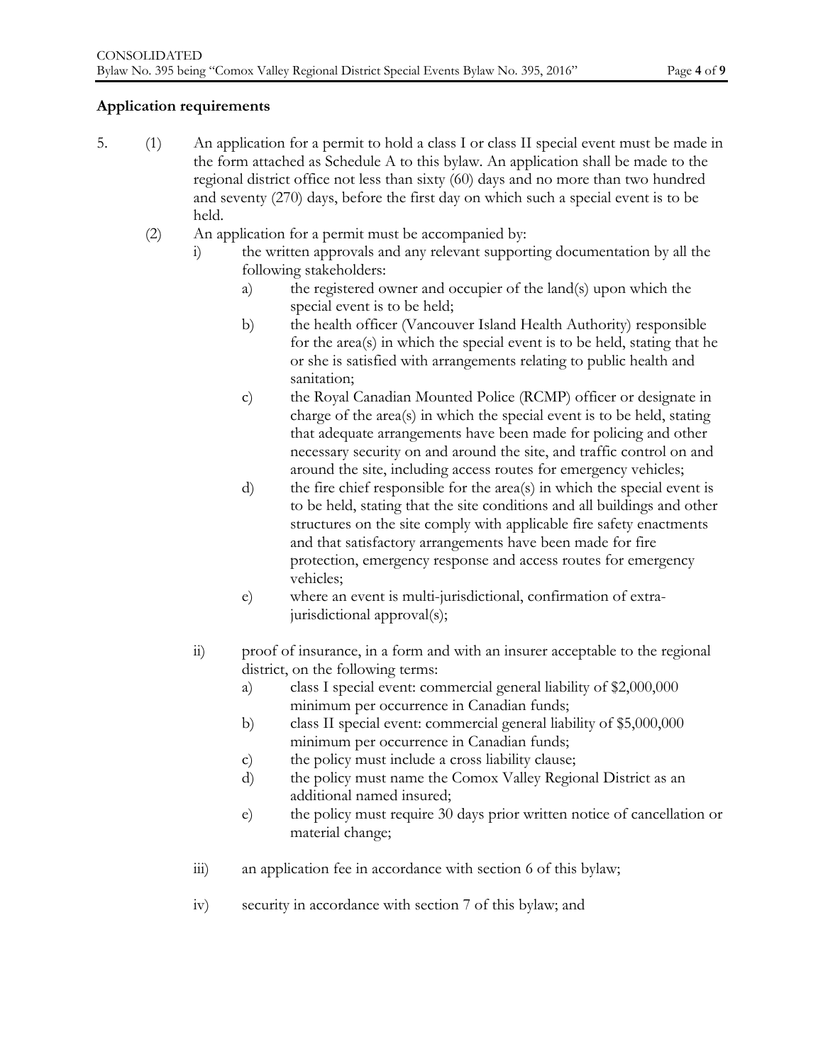**Application requirements**

5. (1) An application for a permit to hold a class I or class II special event must be made in the form attached as Schedule A to this bylaw. An application shall be made to the regional district office not less than sixty (60) days and no more than two hundred and seventy (270) days, before the first day on which such a special event is to be held.

(2) An application for a permit must be accompanied by:

i) the written approvals and any relevant supporting documentation by all the following stakeholders:

a) the registered owner and occupier of the land(s) upon which the special event is to be held;

b) the health officer (Vancouver Island Health Authority) responsible for the area(s) in which the special event is to be held, stating that he or she is satisfied with arrangements relating to public health and sanitation;

c) the Royal Canadian Mounted Police (RCMP) officer or designate in charge of the area(s) in which the special event is to be held, stating that adequate arrangements have been made for policing and other necessary security on and around the site, and traffic control on and around the site, including access routes for emergency vehicles;

d) the fire chief responsible for the area(s) in which the special event is to be held, stating that the site conditions and all buildings and other structures on the site comply with applicable fire safety enactments and that satisfactory arrangements have been made for fire protection, emergency response and access routes for emergency vehicles;

e) where an event is multi-jurisdictional, confirmation of extra-jurisdictional approval(s);

ii) proof of insurance, in a form and with an insurer acceptable to the regional district, on the following terms:

a) class I special event: commercial general liability of $2,000,000 minimum per occurrence in Canadian funds;

b) class II special event: commercial general liability of $5,000,000 minimum per occurrence in Canadian funds;

c) the policy must include a cross liability clause;

d) the policy must name the Comox Valley Regional District as an additional named insured;

e) the policy must require 30 days prior written notice of cancellation or material change;

iii) an application fee in accordance with section 6 of this bylaw;

iv) security in accordance with section 7 of this bylaw; and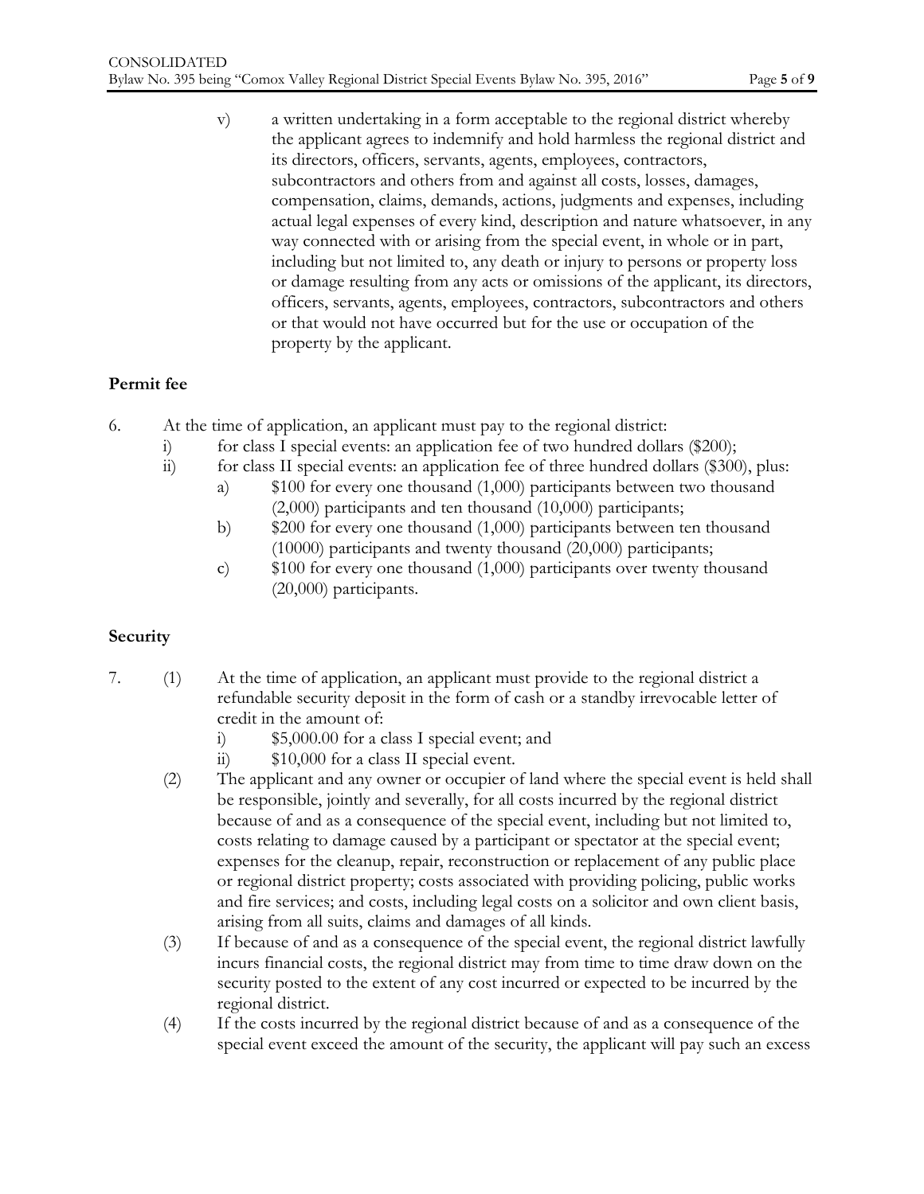v) a written undertaking in a form acceptable to the regional district whereby the applicant agrees to indemnify and hold harmless the regional district and its directors, officers, servants, agents, employees, contractors, subcontractors and others from and against all costs, losses, damages, compensation, claims, demands, actions, judgments and expenses, including actual legal expenses of every kind, description and nature whatsoever, in any way connected with or arising from the special event, in whole or in part, including but not limited to, any death or injury to persons or property loss or damage resulting from any acts or omissions of the applicant, its directors, officers, servants, agents, employees, contractors, subcontractors and others or that would not have occurred but for the use or occupation of the property by the applicant.

**Permit fee**

6. At the time of application, an applicant must pay to the regional district:
   - i) for class I special events: an application fee of two hundred dollars ($200);
   - ii) for class II special events: an application fee of three hundred dollars ($300), plus:
     - a) $100 for every one thousand (1,000) participants between two thousand (2,000) participants and ten thousand (10,000) participants;
     - b) $200 for every one thousand (1,000) participants between ten thousand (10000) participants and twenty thousand (20,000) participants;
     - c) $100 for every one thousand (1,000) participants over twenty thousand (20,000) participants.

**Security**

7. (1) At the time of application, an applicant must provide to the regional district a refundable security deposit in the form of cash or a standby irrevocable letter of credit in the amount of:
   - i) $5,000.00 for a class I special event; and
   - ii) $10,000 for a class II special event.

   (2) The applicant and any owner or occupier of land where the special event is held shall be responsible, jointly and severally, for all costs incurred by the regional district because of and as a consequence of the special event, including but not limited to, costs relating to damage caused by a participant or spectator at the special event; expenses for the cleanup, repair, reconstruction or replacement of any public place or regional district property; costs associated with providing policing, public works and fire services; and costs, including legal costs on a solicitor and own client basis, arising from all suits, claims and damages of all kinds.

   (3) If because of and as a consequence of the special event, the regional district lawfully incurs financial costs, the regional district may from time to time draw down on the security posted to the extent of any cost incurred or expected to be incurred by the regional district.

   (4) If the costs incurred by the regional district because of and as a consequence of the special event exceed the amount of the security, the applicant will pay such an excess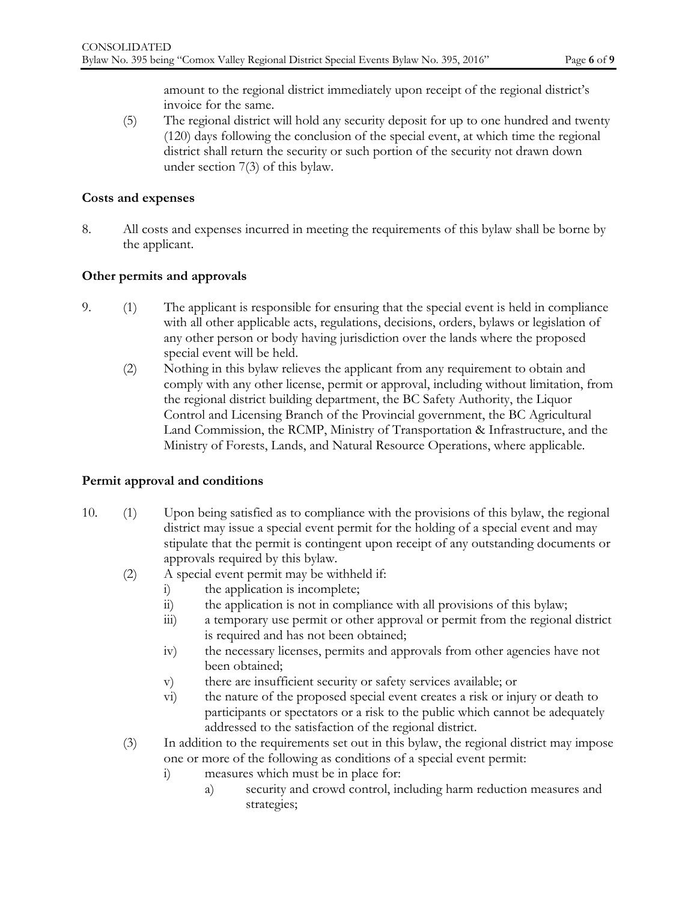amount to the regional district immediately upon receipt of the regional district's invoice for the same.

(5) The regional district will hold any security deposit for up to one hundred and twenty (120) days following the conclusion of the special event, at which time the regional district shall return the security or such portion of the security not drawn down under section 7(3) of this bylaw.

**Costs and expenses**

8. All costs and expenses incurred in meeting the requirements of this bylaw shall be borne by the applicant.

**Other permits and approvals**

9. (1) The applicant is responsible for ensuring that the special event is held in compliance with all other applicable acts, regulations, decisions, orders, bylaws or legislation of any other person or body having jurisdiction over the lands where the proposed special event will be held.

(2) Nothing in this bylaw relieves the applicant from any requirement to obtain and comply with any other license, permit or approval, including without limitation, from the regional district building department, the BC Safety Authority, the Liquor Control and Licensing Branch of the Provincial government, the BC Agricultural Land Commission, the RCMP, Ministry of Transportation & Infrastructure, and the Ministry of Forests, Lands, and Natural Resource Operations, where applicable.

**Permit approval and conditions**

10. (1) Upon being satisfied as to compliance with the provisions of this bylaw, the regional district may issue a special event permit for the holding of a special event and may stipulate that the permit is contingent upon receipt of any outstanding documents or approvals required by this bylaw.

(2) A special event permit may be withheld if:

i) the application is incomplete;

ii) the application is not in compliance with all provisions of this bylaw;

iii) a temporary use permit or other approval or permit from the regional district is required and has not been obtained;

iv) the necessary licenses, permits and approvals from other agencies have not been obtained;

v) there are insufficient security or safety services available; or

vi) the nature of the proposed special event creates a risk or injury or death to participants or spectators or a risk to the public which cannot be adequately addressed to the satisfaction of the regional district.

(3) In addition to the requirements set out in this bylaw, the regional district may impose one or more of the following as conditions of a special event permit:

i) measures which must be in place for:

a) security and crowd control, including harm reduction measures and strategies;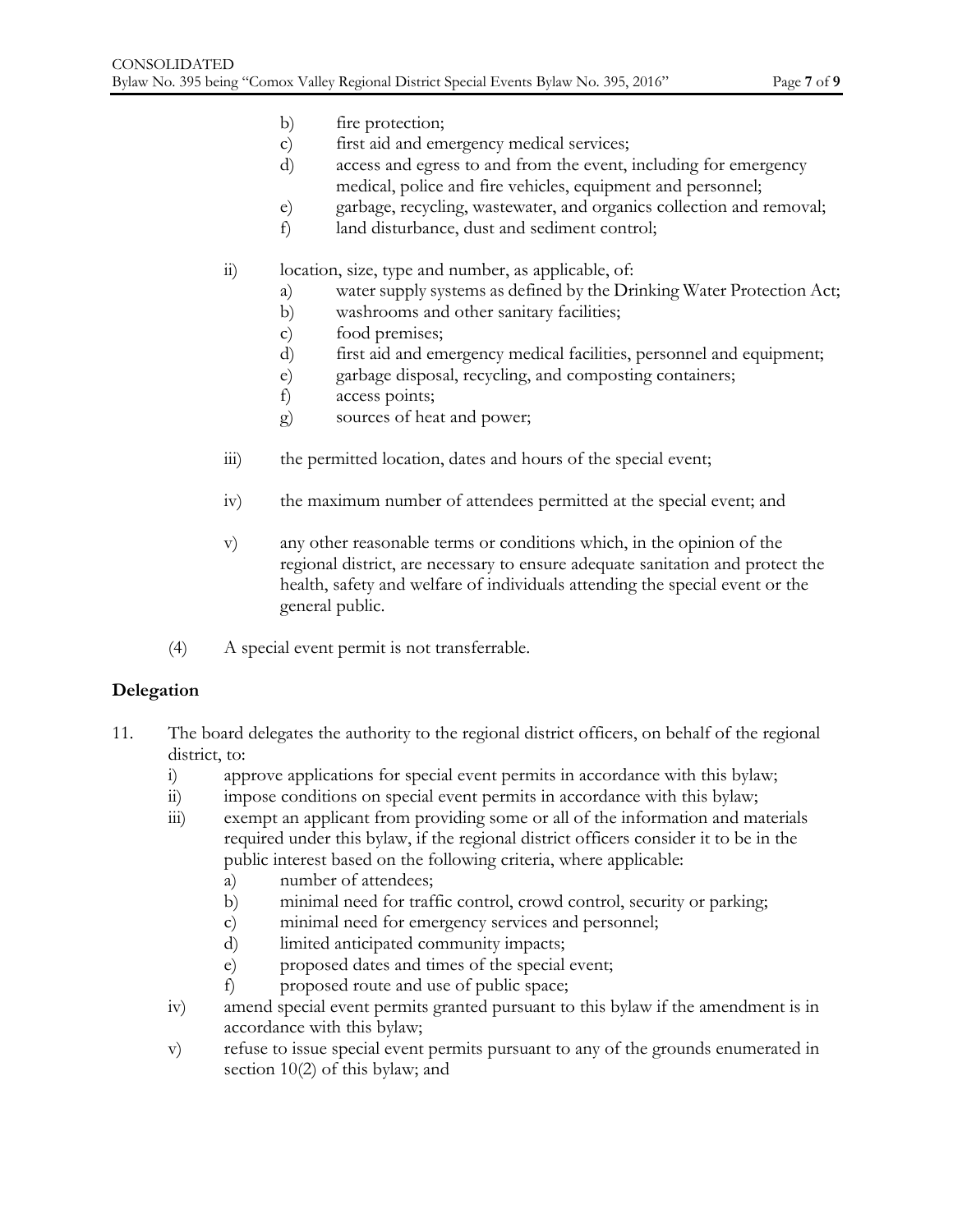b) fire protection;

c) first aid and emergency medical services;

d) access and egress to and from the event, including for emergency medical, police and fire vehicles, equipment and personnel;

e) garbage, recycling, wastewater, and organics collection and removal;

f) land disturbance, dust and sediment control;

ii) location, size, type and number, as applicable, of:

a) water supply systems as defined by the Drinking Water Protection Act;

b) washrooms and other sanitary facilities;

c) food premises;

d) first aid and emergency medical facilities, personnel and equipment;

e) garbage disposal, recycling, and composting containers;

f) access points;

g) sources of heat and power;

iii) the permitted location, dates and hours of the special event;

iv) the maximum number of attendees permitted at the special event; and

v) any other reasonable terms or conditions which, in the opinion of the regional district, are necessary to ensure adequate sanitation and protect the health, safety and welfare of individuals attending the special event or the general public.

(4) A special event permit is not transferrable.

**Delegation**

11. The board delegates the authority to the regional district officers, on behalf of the regional district, to:

i) approve applications for special event permits in accordance with this bylaw;

ii) impose conditions on special event permits in accordance with this bylaw;

iii) exempt an applicant from providing some or all of the information and materials required under this bylaw, if the regional district officers consider it to be in the public interest based on the following criteria, where applicable:

a) number of attendees;

b) minimal need for traffic control, crowd control, security or parking;

c) minimal need for emergency services and personnel;

d) limited anticipated community impacts;

e) proposed dates and times of the special event;

f) proposed route and use of public space;

iv) amend special event permits granted pursuant to this bylaw if the amendment is in accordance with this bylaw;

v) refuse to issue special event permits pursuant to any of the grounds enumerated in section 10(2) of this bylaw; and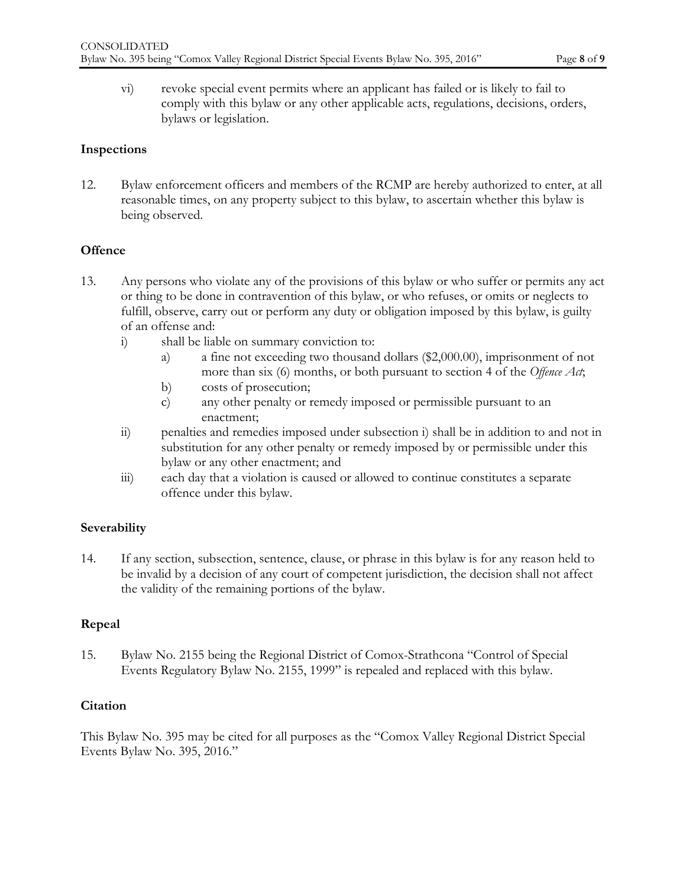vi) revoke special event permits where an applicant has failed or is likely to fail to comply with this bylaw or any other applicable acts, regulations, decisions, orders, bylaws or legislation.

**Inspections**

12. Bylaw enforcement officers and members of the RCMP are hereby authorized to enter, at all reasonable times, on any property subject to this bylaw, to ascertain whether this bylaw is being observed.

**Offence**

13. Any persons who violate any of the provisions of this bylaw or who suffer or permits any act or thing to be done in contravention of this bylaw, or who refuses, or omits or neglects to fulfill, observe, carry out or perform any duty or obligation imposed by this bylaw, is guilty of an offense and:
    - i) shall be liable on summary conviction to:
        - a) a fine not exceeding two thousand dollars ($2,000.00), imprisonment of not more than six (6) months, or both pursuant to section 4 of the *Offence Act*;
        - b) costs of prosecution;
        - c) any other penalty or remedy imposed or permissible pursuant to an enactment;
    - ii) penalties and remedies imposed under subsection i) shall be in addition to and not in substitution for any other penalty or remedy imposed by or permissible under this bylaw or any other enactment; and
    - iii) each day that a violation is caused or allowed to continue constitutes a separate offence under this bylaw.

**Severability**

14. If any section, subsection, sentence, clause, or phrase in this bylaw is for any reason held to be invalid by a decision of any court of competent jurisdiction, the decision shall not affect the validity of the remaining portions of the bylaw.

**Repeal**

15. Bylaw No. 2155 being the Regional District of Comox-Strathcona "Control of Special Events Regulatory Bylaw No. 2155, 1999" is repealed and replaced with this bylaw.

**Citation**

This Bylaw No. 395 may be cited for all purposes as the "Comox Valley Regional District Special Events Bylaw No. 395, 2016."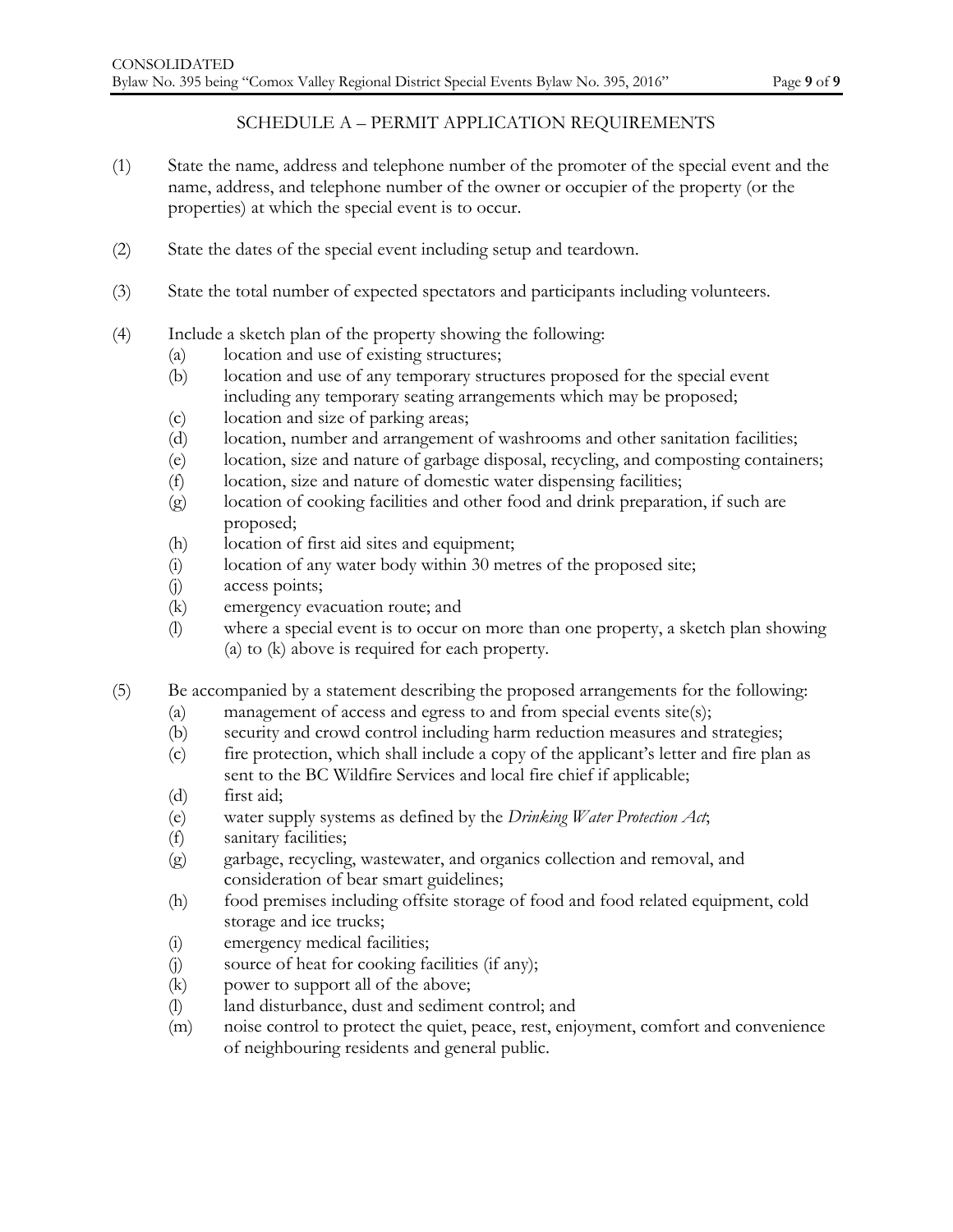## SCHEDULE A – PERMIT APPLICATION REQUIREMENTS

(1) State the name, address and telephone number of the promoter of the special event and the name, address, and telephone number of the owner or occupier of the property (or the properties) at which the special event is to occur.

(2) State the dates of the special event including setup and teardown.

(3) State the total number of expected spectators and participants including volunteers.

(4) Include a sketch plan of the property showing the following:

- (a) location and use of existing structures;
- (b) location and use of any temporary structures proposed for the special event including any temporary seating arrangements which may be proposed;
- (c) location and size of parking areas;
- (d) location, number and arrangement of washrooms and other sanitation facilities;
- (e) location, size and nature of garbage disposal, recycling, and composting containers;
- (f) location, size and nature of domestic water dispensing facilities;
- (g) location of cooking facilities and other food and drink preparation, if such are proposed;
- (h) location of first aid sites and equipment;
- (i) location of any water body within 30 metres of the proposed site;
- (j) access points;
- (k) emergency evacuation route; and
- (l) where a special event is to occur on more than one property, a sketch plan showing (a) to (k) above is required for each property.

(5) Be accompanied by a statement describing the proposed arrangements for the following:

- (a) management of access and egress to and from special events site(s);
- (b) security and crowd control including harm reduction measures and strategies;
- (c) fire protection, which shall include a copy of the applicant's letter and fire plan as sent to the BC Wildfire Services and local fire chief if applicable;
- (d) first aid;
- (e) water supply systems as defined by the *Drinking Water Protection Act*;
- (f) sanitary facilities;
- (g) garbage, recycling, wastewater, and organics collection and removal, and consideration of bear smart guidelines;
- (h) food premises including offsite storage of food and food related equipment, cold storage and ice trucks;
- (i) emergency medical facilities;
- (j) source of heat for cooking facilities (if any);
- (k) power to support all of the above;
- (l) land disturbance, dust and sediment control; and
- (m) noise control to protect the quiet, peace, rest, enjoyment, comfort and convenience of neighbouring residents and general public.